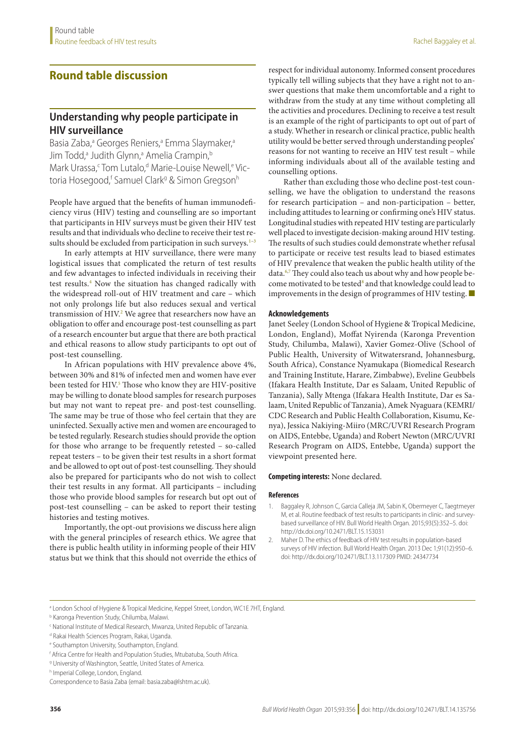## Round table discussion

### Understanding why people participate in HIV surveillance

Basia Zaba,[a] Georges Reniers,[a] Emma Slaymaker,[a] Jim Todd,[a] Judith Glynn,[a] Amelia Crampin,[b] Mark Urassa,[c] Tom Lutalo,[d] Marie-Louise Newell,[e] Victoria Hosegood,[f] Samuel Clark[g] & Simon Gregson[h]

People have argued that the benefits of human immunodeficiency virus (HIV) testing and counselling are so important that participants in HIV surveys must be given their HIV test results and that individuals who decline to receive their test results should be excluded from participation in such surveys.[1–3]

In early attempts at HIV surveillance, there were many logistical issues that complicated the return of test results and few advantages to infected individuals in receiving their test results.[4] Now the situation has changed radically with the widespread roll-out of HIV treatment and care – which not only prolongs life but also reduces sexual and vertical transmission of HIV.[2] We agree that researchers now have an obligation to offer and encourage post-test counselling as part of a research encounter but argue that there are both practical and ethical reasons to allow study participants to opt out of post-test counselling.

In African populations with HIV prevalence above 4%, between 30% and 81% of infected men and women have ever been tested for HIV.[5] Those who know they are HIV-positive may be willing to donate blood samples for research purposes but may not want to repeat pre- and post-test counselling. The same may be true of those who feel certain that they are uninfected. Sexually active men and women are encouraged to be tested regularly. Research studies should provide the option for those who arrange to be frequently retested – so-called repeat testers – to be given their test results in a short format and be allowed to opt out of post-test counselling. They should also be prepared for participants who do not wish to collect their test results in any format. All participants – including those who provide blood samples for research but opt out of post-test counselling – can be asked to report their testing histories and testing motives.

Importantly, the opt-out provisions we discuss here align with the general principles of research ethics. We agree that there is public health utility in informing people of their HIV status but we think that this should not override the ethics of respect for individual autonomy. Informed consent procedures typically tell willing subjects that they have a right not to answer questions that make them uncomfortable and a right to withdraw from the study at any time without completing all the activities and procedures. Declining to receive a test result is an example of the right of participants to opt out of part of a study. Whether in research or clinical practice, public health utility would be better served through understanding peoples' reasons for not wanting to receive an HIV test result – while informing individuals about all of the available testing and counselling options.

Rather than excluding those who decline post-test counselling, we have the obligation to understand the reasons for research participation – and non-participation – better, including attitudes to learning or confirming one's HIV status. Longitudinal studies with repeated HIV testing are particularly well placed to investigate decision-making around HIV testing. The results of such studies could demonstrate whether refusal to participate or receive test results lead to biased estimates of HIV prevalence that weaken the public health utility of the data.[6,7] They could also teach us about why and how people become motivated to be tested[8] and that knowledge could lead to improvements in the design of programmes of HIV testing. ■

#### Acknowledgements

Janet Seeley (London School of Hygiene & Tropical Medicine, London, England), Moffat Nyirenda (Karonga Prevention Study, Chilumba, Malawi), Xavier Gomez-Olive (School of Public Health, University of Witwatersrand, Johannesburg, South Africa), Constance Nyamukapa (Biomedical Research and Training Institute, Harare, Zimbabwe), Eveline Geubbels (Ifakara Health Institute, Dar es Salaam, United Republic of Tanzania), Sally Mtenga (Ifakara Health Institute, Dar es Salaam, United Republic of Tanzania), Amek Nyaguara (KEMRI/CDC Research and Public Health Collaboration, Kisumu, Kenya), Jessica Nakiying-Miiro (MRC/UVRI Research Program on AIDS, Entebbe, Uganda) and Robert Newton (MRC/UVRI Research Program on AIDS, Entebbe, Uganda) support the viewpoint presented here.

**Competing interests:** None declared.

#### References

1. Baggaley R, Johnson C, Garcia Calleja JM, Sabin K, Obermeyer C, Taegtmeyer M, et al. Routine feedback of test results to participants in clinic- and survey-based surveillance of HIV. Bull World Health Organ. 2015;93(5):352–5. doi: http://dx.doi.org/10.2471/BLT.15.153031
2. Maher D. The ethics of feedback of HIV test results in population-based surveys of HIV infection. Bull World Health Organ. 2013 Dec 1;91(12):950–6. doi: http://dx.doi.org/10.2471/BLT.13.117309 PMID: 24347734

[a] London School of Hygiene & Tropical Medicine, Keppel Street, London, WC1E 7HT, England.
[b] Karonga Prevention Study, Chilumba, Malawi.
[c] National Institute of Medical Research, Mwanza, United Republic of Tanzania.
[d] Rakai Health Sciences Program, Rakai, Uganda.
[e] Southampton University, Southampton, England.
[f] Africa Centre for Health and Population Studies, Mtubatuba, South Africa.
[g] University of Washington, Seattle, United States of America.
[h] Imperial College, London, England.
Correspondence to Basia Zaba (email: basia.zaba@lshtm.ac.uk).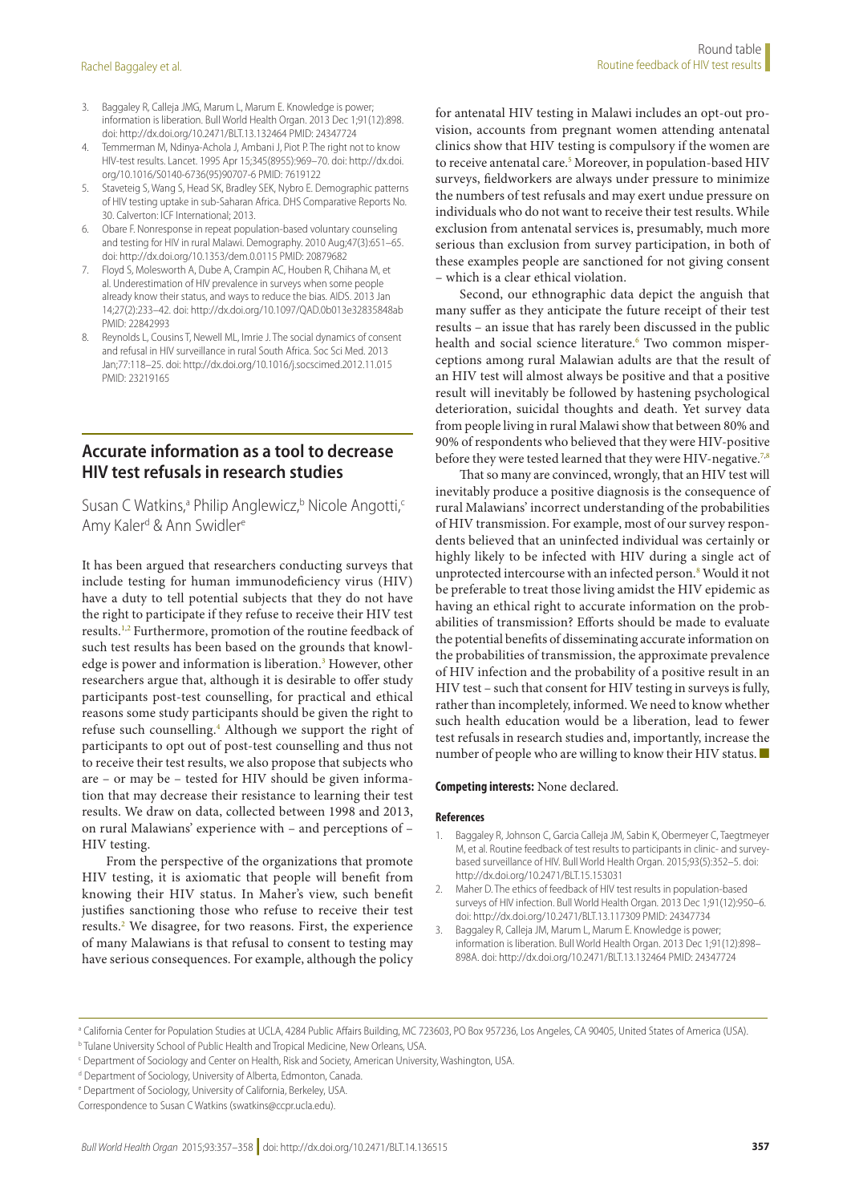3. Baggaley R, Calleja JMG, Marum L, Marum E. Knowledge is power; information is liberation. Bull World Health Organ. 2013 Dec 1;91(12):898. doi: http://dx.doi.org/10.2471/BLT.13.132464 PMID: 24347724
4. Temmerman M, Ndinya-Achola J, Ambani J, Piot P. The right not to know HIV-test results. Lancet. 1995 Apr 15;345(8955):969–70. doi: http://dx.doi.org/10.1016/S0140-6736(95)90707-6 PMID: 7619122
5. Staveteig S, Wang S, Head SK, Bradley SEK, Nybro E. Demographic patterns of HIV testing uptake in sub-Saharan Africa. DHS Comparative Reports No. 30. Calverton: ICF International; 2013.
6. Obare F. Nonresponse in repeat population-based voluntary counseling and testing for HIV in rural Malawi. Demography. 2010 Aug;47(3):651–65. doi: http://dx.doi.org/10.1353/dem.0.0115 PMID: 20879682
7. Floyd S, Molesworth A, Dube A, Crampin AC, Houben R, Chihana M, et al. Underestimation of HIV prevalence in surveys when some people already know their status, and ways to reduce the bias. AIDS. 2013 Jan 14;27(2):233–42. doi: http://dx.doi.org/10.1097/QAD.0b013e32835848ab PMID: 22842993
8. Reynolds L, Cousins T, Newell ML, Imrie J. The social dynamics of consent and refusal in HIV surveillance in rural South Africa. Soc Sci Med. 2013 Jan;77:118–25. doi: http://dx.doi.org/10.1016/j.socscimed.2012.11.015 PMID: 23219165

## Accurate information as a tool to decrease HIV test refusals in research studies

Susan C Watkins,[a] Philip Anglewicz,[b] Nicole Angotti,[c] Amy Kaler[d] & Ann Swidler[e]

It has been argued that researchers conducting surveys that include testing for human immunodeficiency virus (HIV) have a duty to tell potential subjects that they do not have the right to participate if they refuse to receive their HIV test results.[1,2] Furthermore, promotion of the routine feedback of such test results has been based on the grounds that knowledge is power and information is liberation.[3] However, other researchers argue that, although it is desirable to offer study participants post-test counselling, for practical and ethical reasons some study participants should be given the right to refuse such counselling.[4] Although we support the right of participants to opt out of post-test counselling and thus not to receive their test results, we also propose that subjects who are – or may be – tested for HIV should be given information that may decrease their resistance to learning their test results. We draw on data, collected between 1998 and 2013, on rural Malawians' experience with – and perceptions of – HIV testing.

From the perspective of the organizations that promote HIV testing, it is axiomatic that people will benefit from knowing their HIV status. In Maher's view, such benefit justifies sanctioning those who refuse to receive their test results.[2] We disagree, for two reasons. First, the experience of many Malawians is that refusal to consent to testing may have serious consequences. For example, although the policy for antenatal HIV testing in Malawi includes an opt-out provision, accounts from pregnant women attending antenatal clinics show that HIV testing is compulsory if the women are to receive antenatal care.[5] Moreover, in population-based HIV surveys, fieldworkers are always under pressure to minimize the numbers of test refusals and may exert undue pressure on individuals who do not want to receive their test results. While exclusion from antenatal services is, presumably, much more serious than exclusion from survey participation, in both of these examples people are sanctioned for not giving consent – which is a clear ethical violation.

Second, our ethnographic data depict the anguish that many suffer as they anticipate the future receipt of their test results – an issue that has rarely been discussed in the public health and social science literature.[6] Two common misperceptions among rural Malawian adults are that the result of an HIV test will almost always be positive and that a positive result will inevitably be followed by hastening psychological deterioration, suicidal thoughts and death. Yet survey data from people living in rural Malawi show that between 80% and 90% of respondents who believed that they were HIV-positive before they were tested learned that they were HIV-negative.[7,8]

That so many are convinced, wrongly, that an HIV test will inevitably produce a positive diagnosis is the consequence of rural Malawians' incorrect understanding of the probabilities of HIV transmission. For example, most of our survey respondents believed that an uninfected individual was certainly or highly likely to be infected with HIV during a single act of unprotected intercourse with an infected person.[8] Would it not be preferable to treat those living amidst the HIV epidemic as having an ethical right to accurate information on the probabilities of transmission? Efforts should be made to evaluate the potential benefits of disseminating accurate information on the probabilities of transmission, the approximate prevalence of HIV infection and the probability of a positive result in an HIV test – such that consent for HIV testing in surveys is fully, rather than incompletely, informed. We need to know whether such health education would be a liberation, lead to fewer test refusals in research studies and, importantly, increase the number of people who are willing to know their HIV status. ■

**Competing interests:** None declared.

#### References

1. Baggaley R, Johnson C, Garcia Calleja JM, Sabin K, Obermeyer C, Taegtmeyer M, et al. Routine feedback of test results to participants in clinic- and survey-based surveillance of HIV. Bull World Health Organ. 2015;93(5):352–5. doi: http://dx.doi.org/10.2471/BLT.15.153031
2. Maher D. The ethics of feedback of HIV test results in population-based surveys of HIV infection. Bull World Health Organ. 2013 Dec 1;91(12):950–6. doi: http://dx.doi.org/10.2471/BLT.13.117309 PMID: 24347734
3. Baggaley R, Calleja JM, Marum L, Marum E. Knowledge is power; information is liberation. Bull World Health Organ. 2013 Dec 1;91(12):898–898A. doi: http://dx.doi.org/10.2471/BLT.13.132464 PMID: 24347724

[a] California Center for Population Studies at UCLA, 4284 Public Affairs Building, MC 723603, PO Box 957236, Los Angeles, CA 90405, United States of America (USA).
[b] Tulane University School of Public Health and Tropical Medicine, New Orleans, USA.
[c] Department of Sociology and Center on Health, Risk and Society, American University, Washington, USA.
[d] Department of Sociology, University of Alberta, Edmonton, Canada.
[e] Department of Sociology, University of California, Berkeley, USA.
Correspondence to Susan C Watkins (swatkins@ccpr.ucla.edu).

doi: http://dx.doi.org/10.2471/BLT.14.136515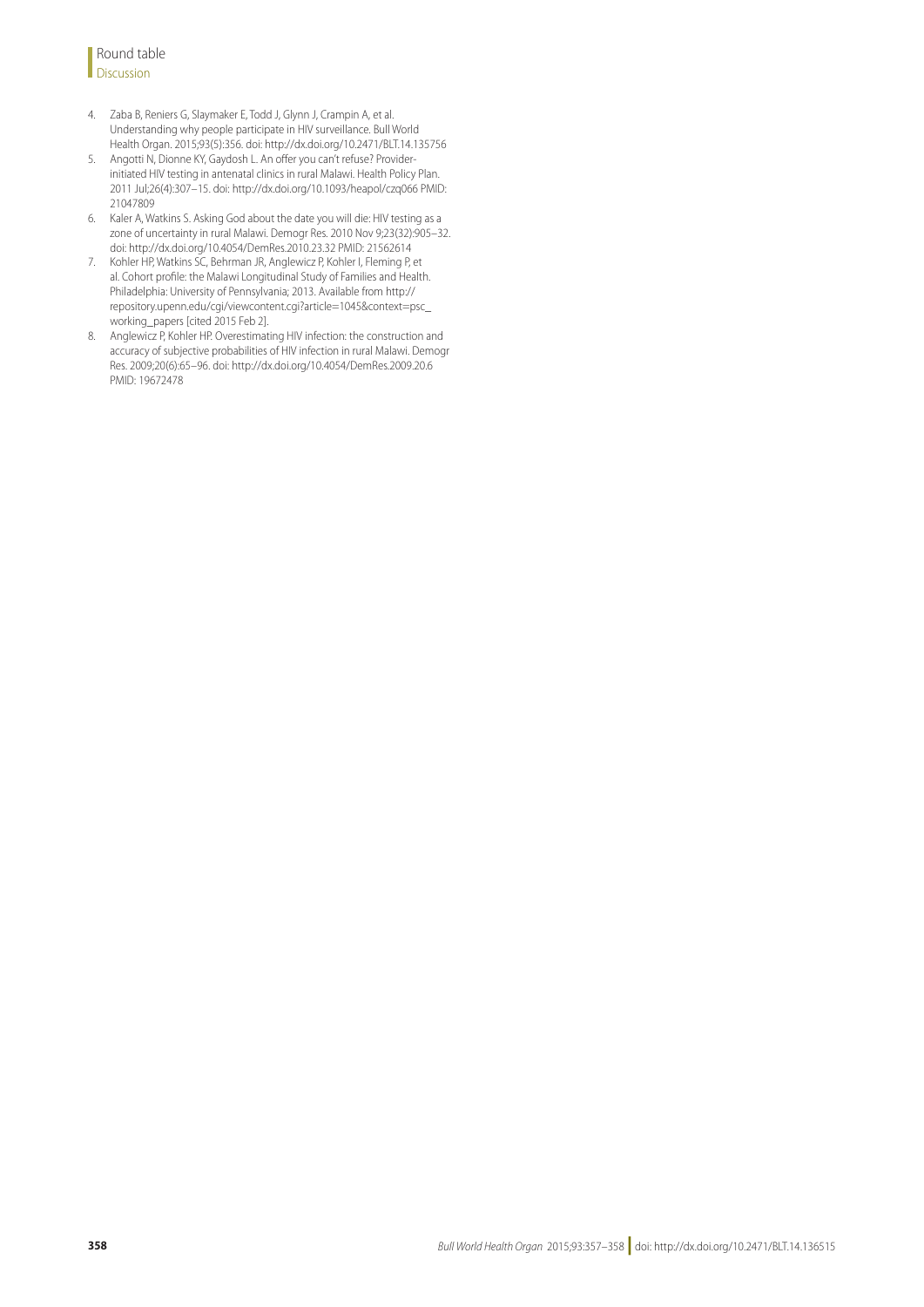4. Zaba B, Reniers G, Slaymaker E, Todd J, Glynn J, Crampin A, et al. Understanding why people participate in HIV surveillance. Bull World Health Organ. 2015;93(5):356. doi: http://dx.doi.org/10.2471/BLT.14.135756
5. Angotti N, Dionne KY, Gaydosh L. An offer you can't refuse? Provider-initiated HIV testing in antenatal clinics in rural Malawi. Health Policy Plan. 2011 Jul;26(4):307–15. doi: http://dx.doi.org/10.1093/heapol/czq066 PMID: 21047809
6. Kaler A, Watkins S. Asking God about the date you will die: HIV testing as a zone of uncertainty in rural Malawi. Demogr Res. 2010 Nov 9;23(32):905–32. doi: http://dx.doi.org/10.4054/DemRes.2010.23.32 PMID: 21562614
7. Kohler HP, Watkins SC, Behrman JR, Anglewicz P, Kohler I, Fleming P, et al. Cohort profile: the Malawi Longitudinal Study of Families and Health. Philadelphia: University of Pennsylvania; 2013. Available from http://repository.upenn.edu/cgi/viewcontent.cgi?article=1045&context=psc_working_papers [cited 2015 Feb 2].
8. Anglewicz P, Kohler HP. Overestimating HIV infection: the construction and accuracy of subjective probabilities of HIV infection in rural Malawi. Demogr Res. 2009;20(6):65–96. doi: http://dx.doi.org/10.4054/DemRes.2009.20.6 PMID: 19672478